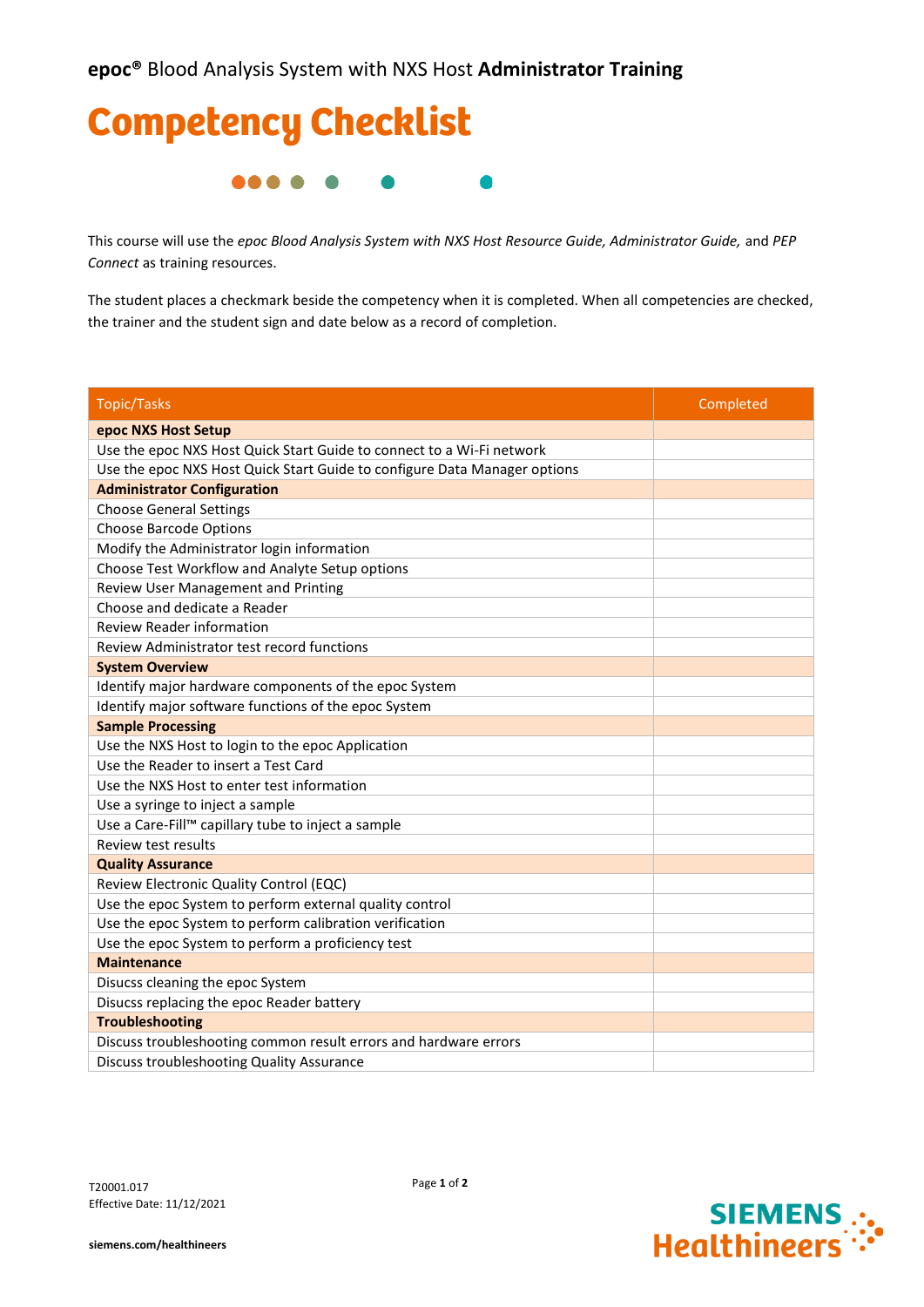**epoc®** Blood Analysis System with NXS Host **Administrator Training**

# Competency Checklist

This course will use the *epoc Blood Analysis System with NXS Host Resource Guide, Administrator Guide,* and *PEP Connect* as training resources.

The student places a checkmark beside the competency when it is completed. When all competencies are checked, the trainer and the student sign and date below as a record of completion.

| Topic/Tasks | Completed |
|---|---|
| **epoc NXS Host Setup** | |
| Use the epoc NXS Host Quick Start Guide to connect to a Wi-Fi network | |
| Use the epoc NXS Host Quick Start Guide to configure Data Manager options | |
| **Administrator Configuration** | |
| Choose General Settings | |
| Choose Barcode Options | |
| Modify the Administrator login information | |
| Choose Test Workflow and Analyte Setup options | |
| Review User Management and Printing | |
| Choose and dedicate a Reader | |
| Review Reader information | |
| Review Administrator test record functions | |
| **System Overview** | |
| Identify major hardware components of the epoc System | |
| Identify major software functions of the epoc System | |
| **Sample Processing** | |
| Use the NXS Host to login to the epoc Application | |
| Use the Reader to insert a Test Card | |
| Use the NXS Host to enter test information | |
| Use a syringe to inject a sample | |
| Use a Care-Fill™ capillary tube to inject a sample | |
| Review test results | |
| **Quality Assurance** | |
| Review Electronic Quality Control (EQC) | |
| Use the epoc System to perform external quality control | |
| Use the epoc System to perform calibration verification | |
| Use the epoc System to perform a proficiency test | |
| **Maintenance** | |
| Disucss cleaning the epoc System | |
| Disucss replacing the epoc Reader battery | |
| **Troubleshooting** | |
| Discuss troubleshooting common result errors and hardware errors | |
| Discuss troubleshooting Quality Assurance | |

T20001.017
Effective Date: 11/12/2021

siemens.com/healthineers

SIEMENS Healthineers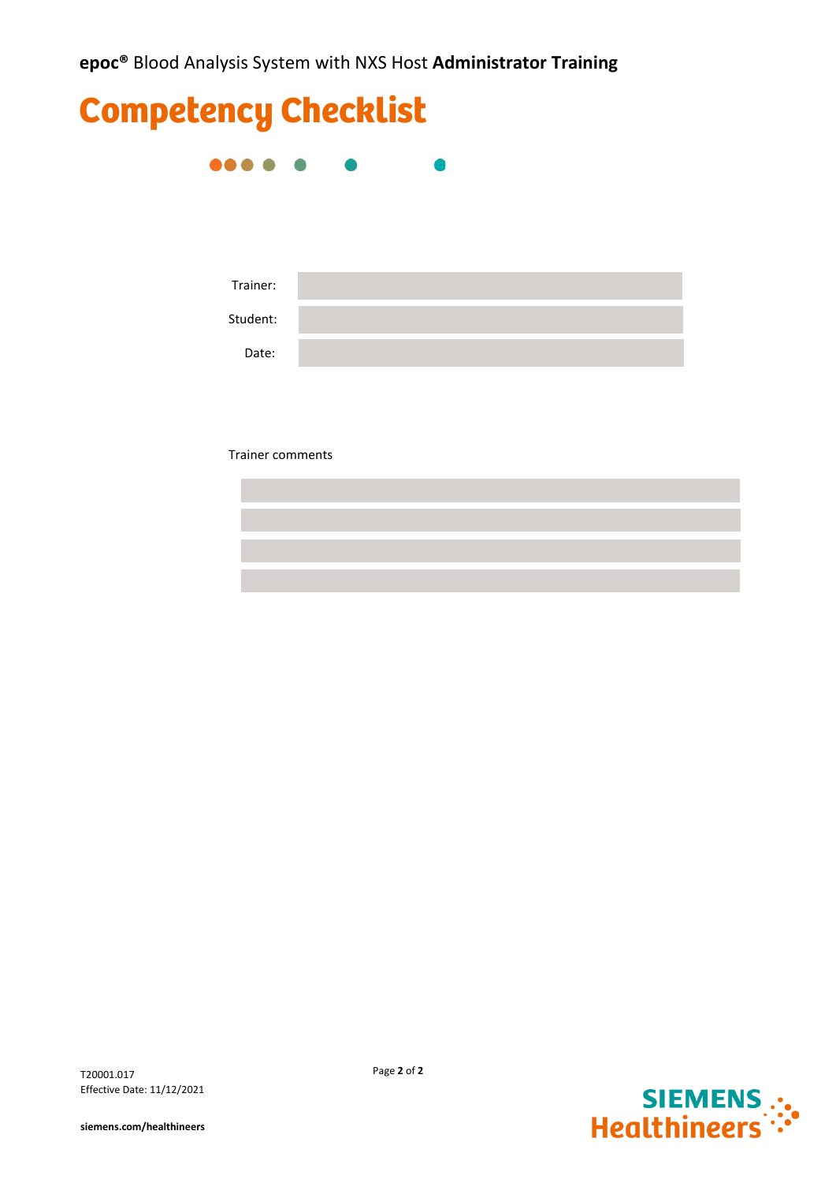**epoc®** Blood Analysis System with NXS Host **Administrator Training**

# Competency Checklist

Trainer:

Student:

Date:

Trainer comments

T20001.017
Effective Date: 11/12/2021

siemens.com/healthineers